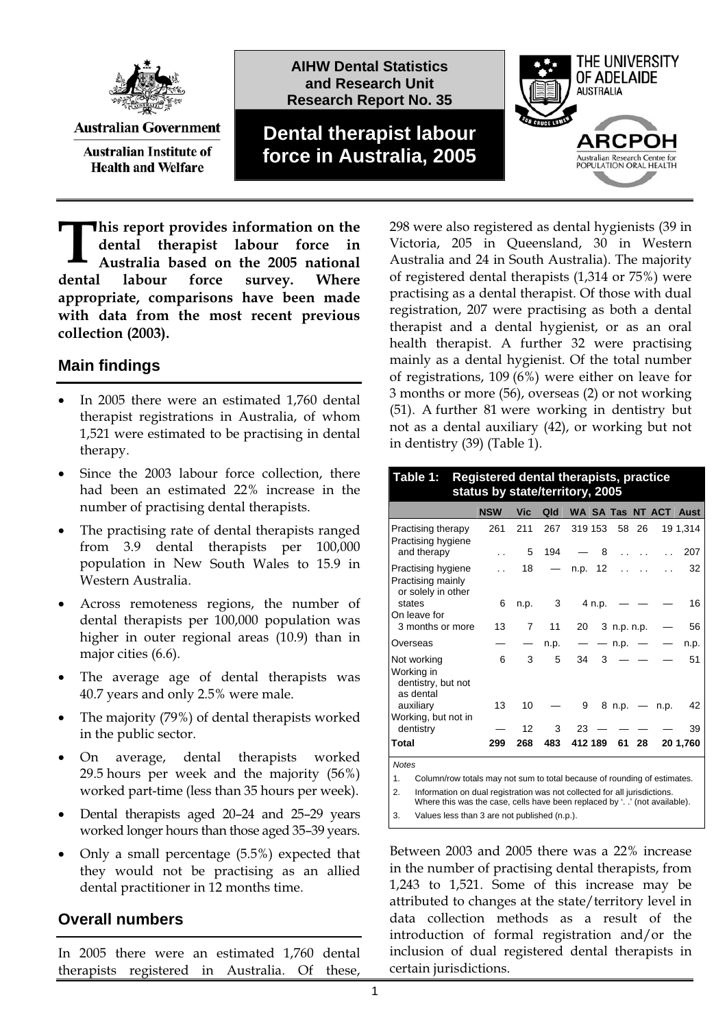Australian Government

Australian Institute of Health and Welfare

AIHW Dental Statistics and Research Unit Research Report No. 35

# Dental therapist labour force in Australia, 2005

THE UNIVERSITY OF ADELAIDE AUSTRALIA

ARCPOH Australian Research Centre for POPULATION ORAL HEALTH

**This report provides information on the dental therapist labour force in Australia based on the 2005 national dental labour force survey. Where appropriate, comparisons have been made with data from the most recent previous collection (2003).**

## Main findings

- In 2005 there were an estimated 1,760 dental therapist registrations in Australia, of whom 1,521 were estimated to be practising in dental therapy.
- Since the 2003 labour force collection, there had been an estimated 22% increase in the number of practising dental therapists.
- The practising rate of dental therapists ranged from 3.9 dental therapists per 100,000 population in New South Wales to 15.9 in Western Australia.
- Across remoteness regions, the number of dental therapists per 100,000 population was higher in outer regional areas (10.9) than in major cities (6.6).
- The average age of dental therapists was 40.7 years and only 2.5% were male.
- The majority (79%) of dental therapists worked in the public sector.
- On average, dental therapists worked 29.5 hours per week and the majority (56%) worked part-time (less than 35 hours per week).
- Dental therapists aged 20–24 and 25–29 years worked longer hours than those aged 35–39 years.
- Only a small percentage (5.5%) expected that they would not be practising as an allied dental practitioner in 12 months time.

## Overall numbers

In 2005 there were an estimated 1,760 dental therapists registered in Australia. Of these, 298 were also registered as dental hygienists (39 in Victoria, 205 in Queensland, 30 in Western Australia and 24 in South Australia). The majority of registered dental therapists (1,314 or 75%) were practising as a dental therapist. Of those with dual registration, 207 were practising as both a dental therapist and a dental hygienist, or as an oral health therapist. A further 32 were practising mainly as a dental hygienist. Of the total number of registrations, 109 (6%) were either on leave for 3 months or more (56), overseas (2) or not working (51). A further 81 were working in dentistry but not as a dental auxiliary (42), or working but not in dentistry (39) (Table 1).

**Table 1: Registered dental therapists, practice status by state/territory, 2005**

| | NSW | Vic | Qld | WA | SA | Tas | NT | ACT | Aust |
|---|---|---|---|---|---|---|---|---|---|
| Practising therapy | 261 | 211 | 267 | 319 | 153 | 58 | 26 | 19 | 1,314 |
| Practising hygiene and therapy | . . | 5 | 194 | — | 8 | . . | . . | . . | 207 |
| Practising hygiene | . . | 18 | — | n.p. | 12 | . . | . . | . . | 32 |
| Practising mainly or solely in other states | 6 | n.p. | 3 | 4 | n.p. | — | — | — | 16 |
| On leave for 3 months or more | 13 | 7 | 11 | 20 | 3 | n.p. | n.p. | — | 56 |
| Overseas | — | — | n.p. | — | — | n.p. | — | — | n.p. |
| Not working | 6 | 3 | 5 | 34 | 3 | — | — | — | 51 |
| Working in dentistry, but not as dental auxiliary | 13 | 10 | — | 9 | 8 | n.p. | — | n.p. | 42 |
| Working, but not in dentistry | — | 12 | 3 | 23 | — | — | — | — | 39 |
| **Total** | **299** | **268** | **483** | **412** | **189** | **61** | **28** | **20** | **1,760** |

*Notes*

1. Column/row totals may not sum to total because of rounding of estimates.
2. Information on dual registration was not collected for all jurisdictions. Where this was the case, cells have been replaced by '. .' (not available).
3. Values less than 3 are not published (n.p.).

Between 2003 and 2005 there was a 22% increase in the number of practising dental therapists, from 1,243 to 1,521. Some of this increase may be attributed to changes at the state/territory level in data collection methods as a result of the introduction of formal registration and/or the inclusion of dual registered dental therapists in certain jurisdictions.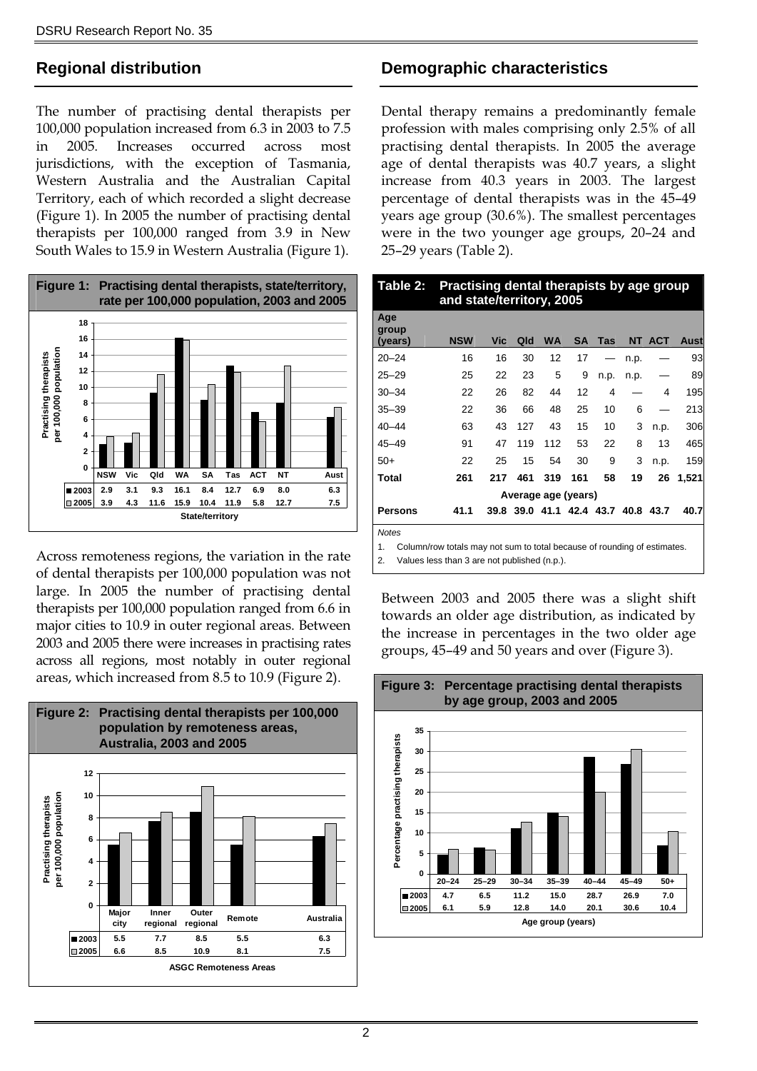## Regional distribution

The number of practising dental therapists per 100,000 population increased from 6.3 in 2003 to 7.5 in 2005. Increases occurred across most jurisdictions, with the exception of Tasmania, Western Australia and the Australian Capital Territory, each of which recorded a slight decrease (Figure 1). In 2005 the number of practising dental therapists per 100,000 ranged from 3.9 in New South Wales to 15.9 in Western Australia (Figure 1).

**Figure 1: Practising dental therapists, state/territory, rate per 100,000 population, 2003 and 2005**

| | NSW | Vic | Qld | WA | SA | Tas | ACT | NT | Aust |
|---|---|---|---|---|---|---|---|---|---|
| 2003 | 2.9 | 3.1 | 9.3 | 16.1 | 8.4 | 12.7 | 6.9 | 8.0 | 6.3 |
| 2005 | 3.9 | 4.3 | 11.6 | 15.9 | 10.4 | 11.9 | 5.8 | 12.7 | 7.5 |

Across remoteness regions, the variation in the rate of dental therapists per 100,000 population was not large. In 2005 the number of practising dental therapists per 100,000 population ranged from 6.6 in major cities to 10.9 in outer regional areas. Between 2003 and 2005 there were increases in practising rates across all regions, most notably in outer regional areas, which increased from 8.5 to 10.9 (Figure 2).

**Figure 2: Practising dental therapists per 100,000 population by remoteness areas, Australia, 2003 and 2005**

| | Major city | Inner regional | Outer regional | Remote | Australia |
|---|---|---|---|---|---|
| 2003 | 5.5 | 7.7 | 8.5 | 5.5 | 6.3 |
| 2005 | 6.6 | 8.5 | 10.9 | 8.1 | 7.5 |

## Demographic characteristics

Dental therapy remains a predominantly female profession with males comprising only 2.5% of all practising dental therapists. In 2005 the average age of dental therapists was 40.7 years, a slight increase from 40.3 years in 2003. The largest percentage of dental therapists was in the 45–49 years age group (30.6%). The smallest percentages were in the two younger age groups, 20–24 and 25–29 years (Table 2).

**Table 2: Practising dental therapists by age group and state/territory, 2005**

| Age group (years) | NSW | Vic | Qld | WA | SA | Tas | NT | ACT | Aust |
|---|---|---|---|---|---|---|---|---|---|
| 20–24 | 16 | 16 | 30 | 12 | 17 | — | n.p. | — | 93 |
| 25–29 | 25 | 22 | 23 | 5 | 9 | n.p. | n.p. | — | 89 |
| 30–34 | 22 | 26 | 82 | 44 | 12 | 4 | — | 4 | 195 |
| 35–39 | 22 | 36 | 66 | 48 | 25 | 10 | 6 | — | 213 |
| 40–44 | 63 | 43 | 127 | 43 | 15 | 10 | 3 | n.p. | 306 |
| 45–49 | 91 | 47 | 119 | 112 | 53 | 22 | 8 | 13 | 465 |
| 50+ | 22 | 25 | 15 | 54 | 30 | 9 | 3 | n.p. | 159 |
| **Total** | **261** | **217** | **461** | **319** | **161** | **58** | **19** | **26** | **1,521** |
| **Average age (years)** | | | | | | | | | |
| **Persons** | **41.1** | **39.8** | **39.0** | **41.1** | **42.4** | **43.7** | **40.8** | **43.7** | **40.7** |

*Notes*

1. Column/row totals may not sum to total because of rounding of estimates.
2. Values less than 3 are not published (n.p.).

Between 2003 and 2005 there was a slight shift towards an older age distribution, as indicated by the increase in percentages in the two older age groups, 45–49 and 50 years and over (Figure 3).

**Figure 3: Percentage practising dental therapists by age group, 2003 and 2005**

| | 20–24 | 25–29 | 30–34 | 35–39 | 40–44 | 45–49 | 50+ |
|---|---|---|---|---|---|---|---|
| 2003 | 4.7 | 6.5 | 11.2 | 15.0 | 28.7 | 26.9 | 7.0 |
| 2005 | 6.1 | 5.9 | 12.8 | 14.0 | 20.1 | 30.6 | 10.4 |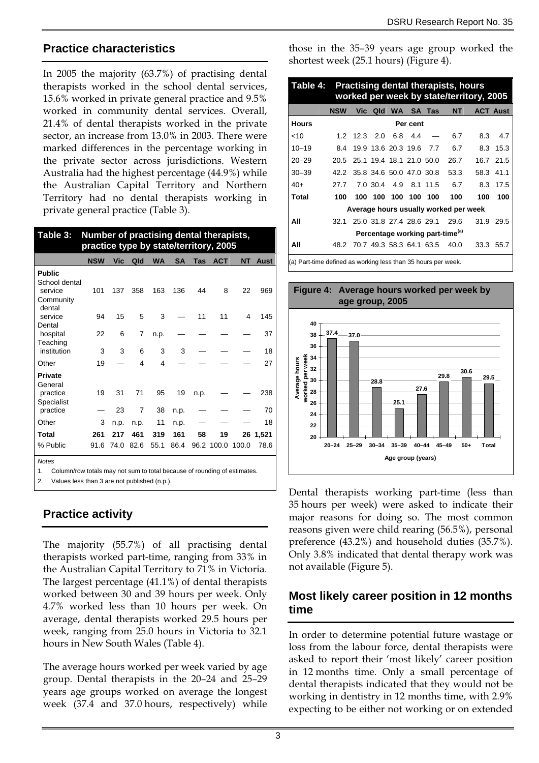## Practice characteristics

In 2005 the majority (63.7%) of practising dental therapists worked in the school dental services, 15.6% worked in private general practice and 9.5% worked in community dental services. Overall, 21.4% of dental therapists worked in the private sector, an increase from 13.0% in 2003. There were marked differences in the percentage working in the private sector across jurisdictions. Western Australia had the highest percentage (44.9%) while the Australian Capital Territory and Northern Territory had no dental therapists working in private general practice (Table 3).

**Table 3: Number of practising dental therapists, practice type by state/territory, 2005**

| | NSW | Vic | Qld | WA | SA | Tas | ACT | NT | Aust |
|---|---|---|---|---|---|---|---|---|---|
| **Public** | | | | | | | | | |
| School dental service | 101 | 137 | 358 | 163 | 136 | 44 | 8 | 22 | 969 |
| Community dental service | 94 | 15 | 5 | 3 | — | 11 | 11 | 4 | 145 |
| Dental hospital | 22 | 6 | 7 | n.p. | — | — | — | — | 37 |
| Teaching institution | 3 | 3 | 6 | 3 | 3 | — | — | — | 18 |
| Other | 19 | — | 4 | 4 | — | — | — | — | 27 |
| **Private** | | | | | | | | | |
| General practice | 19 | 31 | 71 | 95 | 19 | n.p. | — | — | 238 |
| Specialist practice | — | 23 | 7 | 38 | n.p. | — | — | — | 70 |
| Other | 3 | n.p. | n.p. | 11 | n.p. | — | — | — | 18 |
| **Total** | **261** | **217** | **461** | **319** | **161** | **58** | **19** | **26** | **1,521** |
| % Public | 91.6 | 74.0 | 82.6 | 55.1 | 86.4 | 96.2 | 100.0 | 100.0 | 78.6 |

*Notes*

1. Column/row totals may not sum to total because of rounding of estimates.
2. Values less than 3 are not published (n.p.).

## Practice activity

The majority (55.7%) of all practising dental therapists worked part-time, ranging from 33% in the Australian Capital Territory to 71% in Victoria. The largest percentage (41.1%) of dental therapists worked between 30 and 39 hours per week. Only 4.7% worked less than 10 hours per week. On average, dental therapists worked 29.5 hours per week, ranging from 25.0 hours in Victoria to 32.1 hours in New South Wales (Table 4).

The average hours worked per week varied by age group. Dental therapists in the 20–24 and 25–29 years age groups worked on average the longest week (37.4 and 37.0 hours, respectively) while those in the 35–39 years age group worked the shortest week (25.1 hours) (Figure 4).

**Table 4: Practising dental therapists, hours worked per week by state/territory, 2005**

| | NSW | Vic | Qld | WA | SA | Tas | NT | ACT | Aust |
|---|---|---|---|---|---|---|---|---|---|
| **Hours** | | | | Per cent | | | | | |
| <10 | 1.2 | 12.3 | 2.0 | 6.8 | 4.4 | — | 6.7 | 8.3 | 4.7 |
| 10–19 | 8.4 | 19.9 | 13.6 | 20.3 | 19.6 | 7.7 | 6.7 | 8.3 | 15.3 |
| 20–29 | 20.5 | 25.1 | 19.4 | 18.1 | 21.0 | 50.0 | 26.7 | 16.7 | 21.5 |
| 30–39 | 42.2 | 35.8 | 34.6 | 50.0 | 47.0 | 30.8 | 53.3 | 58.3 | 41.1 |
| 40+ | 27.7 | 7.0 | 30.4 | 4.9 | 8.1 | 11.5 | 6.7 | 8.3 | 17.5 |
| **Total** | **100** | **100** | **100** | **100** | **100** | **100** | **100** | **100** | **100** |
| | | | Average hours usually worked per week | | | | | | |
| All | 32.1 | 25.0 | 31.8 | 27.4 | 28.6 | 29.1 | 29.6 | 31.9 | 29.5 |
| | | | Percentage working part-time[(a)] | | | | | | |
| All | 48.2 | 70.7 | 49.3 | 58.3 | 64.1 | 63.5 | 40.0 | 33.3 | 55.7 |

(a) Part-time defined as working less than 35 hours per week.

**Figure 4: Average hours worked per week by age group, 2005**

| Age group (years) | 20–24 | 25–29 | 30–34 | 35–39 | 40–44 | 45–49 | 50+ | Total |
|---|---|---|---|---|---|---|---|---|
| Average hours worked per week | 37.4 | 37.0 | 28.8 | 25.1 | 27.6 | 29.8 | 30.6 | 29.5 |

Dental therapists working part-time (less than 35 hours per week) were asked to indicate their major reasons for doing so. The most common reasons given were child rearing (56.5%), personal preference (43.2%) and household duties (35.7%). Only 3.8% indicated that dental therapy work was not available (Figure 5).

## Most likely career position in 12 months time

In order to determine potential future wastage or loss from the labour force, dental therapists were asked to report their 'most likely' career position in 12 months time. Only a small percentage of dental therapists indicated that they would not be working in dentistry in 12 months time, with 2.9% expecting to be either not working or on extended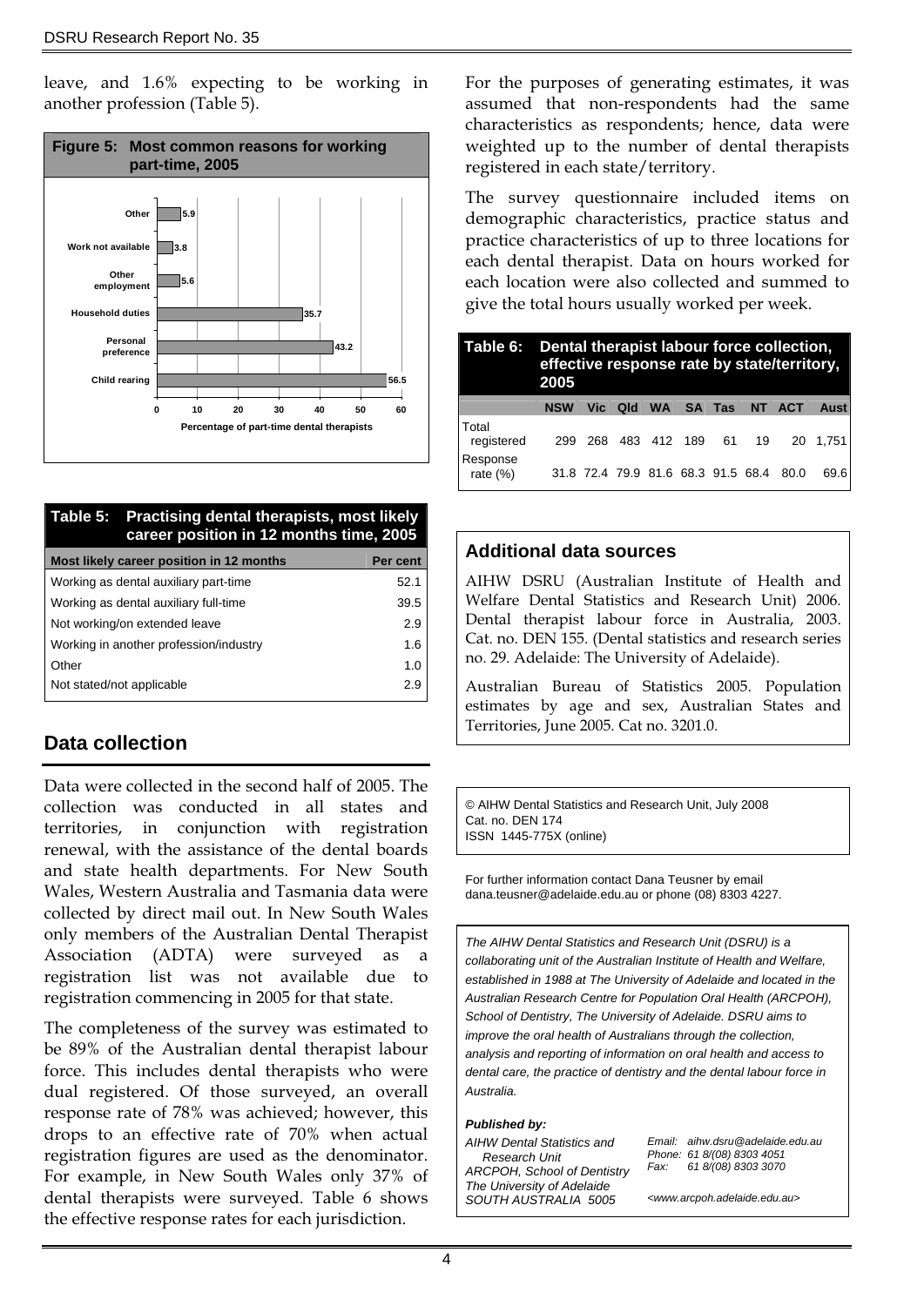leave, and 1.6% expecting to be working in another profession (Table 5).

**Figure 5: Most common reasons for working part-time, 2005**

Other 5.9
Work not available 3.8
Other employment 5.6
Household duties 35.7
Personal preference 43.2
Child rearing 56.5

0 10 20 30 40 50 60
Percentage of part-time dental therapists

**Table 5: Practising dental therapists, most likely career position in 12 months time, 2005**

| Most likely career position in 12 months | Per cent |
|---|---|
| Working as dental auxiliary part-time | 52.1 |
| Working as dental auxiliary full-time | 39.5 |
| Not working/on extended leave | 2.9 |
| Working in another profession/industry | 1.6 |
| Other | 1.0 |
| Not stated/not applicable | 2.9 |

## Data collection

Data were collected in the second half of 2005. The collection was conducted in all states and territories, in conjunction with registration renewal, with the assistance of the dental boards and state health departments. For New South Wales, Western Australia and Tasmania data were collected by direct mail out. In New South Wales only members of the Australian Dental Therapist Association (ADTA) were surveyed as a registration list was not available due to registration commencing in 2005 for that state.

The completeness of the survey was estimated to be 89% of the Australian dental therapist labour force. This includes dental therapists who were dual registered. Of those surveyed, an overall response rate of 78% was achieved; however, this drops to an effective rate of 70% when actual registration figures are used as the denominator. For example, in New South Wales only 37% of dental therapists were surveyed. Table 6 shows the effective response rates for each jurisdiction.

For the purposes of generating estimates, it was assumed that non-respondents had the same characteristics as respondents; hence, data were weighted up to the number of dental therapists registered in each state/territory.

The survey questionnaire included items on demographic characteristics, practice status and practice characteristics of up to three locations for each dental therapist. Data on hours worked for each location were also collected and summed to give the total hours usually worked per week.

**Table 6: Dental therapist labour force collection, effective response rate by state/territory, 2005**

| | NSW | Vic | Qld | WA | SA | Tas | NT | ACT | Aust |
|---|---|---|---|---|---|---|---|---|---|
| Total registered | 299 | 268 | 483 | 412 | 189 | 61 | 19 | 20 | 1,751 |
| Response rate (%) | 31.8 | 72.4 | 79.9 | 81.6 | 68.3 | 91.5 | 68.4 | 80.0 | 69.6 |

### Additional data sources

AIHW DSRU (Australian Institute of Health and Welfare Dental Statistics and Research Unit) 2006. Dental therapist labour force in Australia, 2003. Cat. no. DEN 155. (Dental statistics and research series no. 29. Adelaide: The University of Adelaide).

Australian Bureau of Statistics 2005. Population estimates by age and sex, Australian States and Territories, June 2005. Cat no. 3201.0.

© AIHW Dental Statistics and Research Unit, July 2008
Cat. no. DEN 174
ISSN 1445-775X (online)

For further information contact Dana Teusner by email dana.teusner@adelaide.edu.au or phone (08) 8303 4227.

*The AIHW Dental Statistics and Research Unit (DSRU) is a collaborating unit of the Australian Institute of Health and Welfare, established in 1988 at The University of Adelaide and located in the Australian Research Centre for Population Oral Health (ARCPOH), School of Dentistry, The University of Adelaide. DSRU aims to improve the oral health of Australians through the collection, analysis and reporting of information on oral health and access to dental care, the practice of dentistry and the dental labour force in Australia.*

***Published by:***

*AIHW Dental Statistics and Research Unit*
*ARCPOH, School of Dentistry*
*The University of Adelaide*
*SOUTH AUSTRALIA 5005*

*Email: aihw.dsru@adelaide.edu.au*
*Phone: 61 8/(08) 8303 4051*
*Fax: 61 8/(08) 8303 3070*

*<www.arcpoh.adelaide.edu.au>*